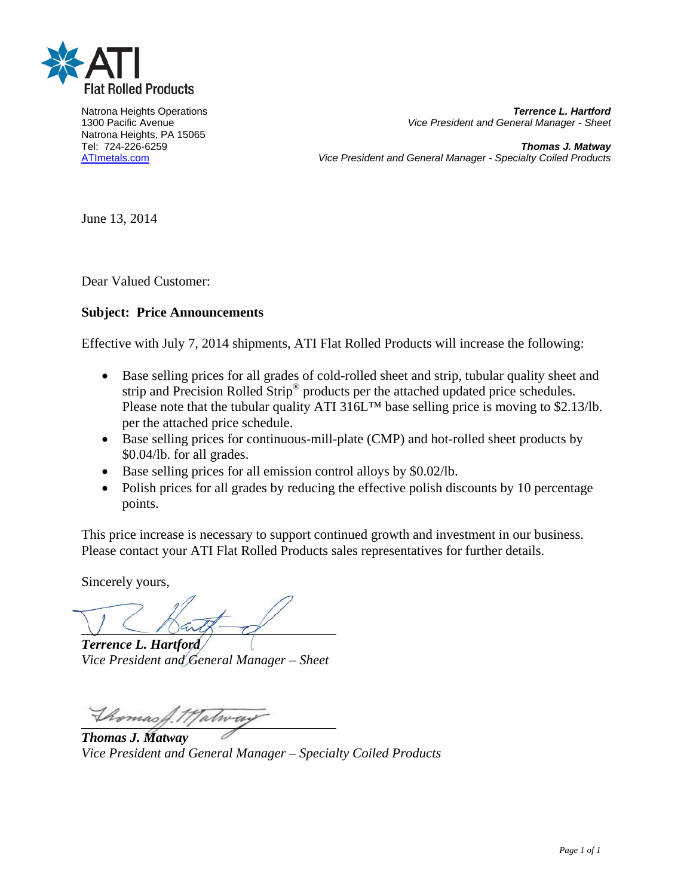**ATI**
**Flat Rolled Products**

Natrona Heights Operations
1300 Pacific Avenue
Natrona Heights, PA 15065
Tel: 724-226-6259
ATImetals.com

***Terrence L. Hartford***
*Vice President and General Manager - Sheet*

***Thomas J. Matway***
*Vice President and General Manager - Specialty Coiled Products*

June 13, 2014

Dear Valued Customer:

**Subject: Price Announcements**

Effective with July 7, 2014 shipments, ATI Flat Rolled Products will increase the following:

- Base selling prices for all grades of cold-rolled sheet and strip, tubular quality sheet and strip and Precision Rolled Strip® products per the attached updated price schedules. Please note that the tubular quality ATI 316L™ base selling price is moving to $2.13/lb. per the attached price schedule.
- Base selling prices for continuous-mill-plate (CMP) and hot-rolled sheet products by $0.04/lb. for all grades.
- Base selling prices for all emission control alloys by $0.02/lb.
- Polish prices for all grades by reducing the effective polish discounts by 10 percentage points.

This price increase is necessary to support continued growth and investment in our business. Please contact your ATI Flat Rolled Products sales representatives for further details.

Sincerely yours,

***Terrence L. Hartford***
*Vice President and General Manager – Sheet*

***Thomas J. Matway***
*Vice President and General Manager – Specialty Coiled Products*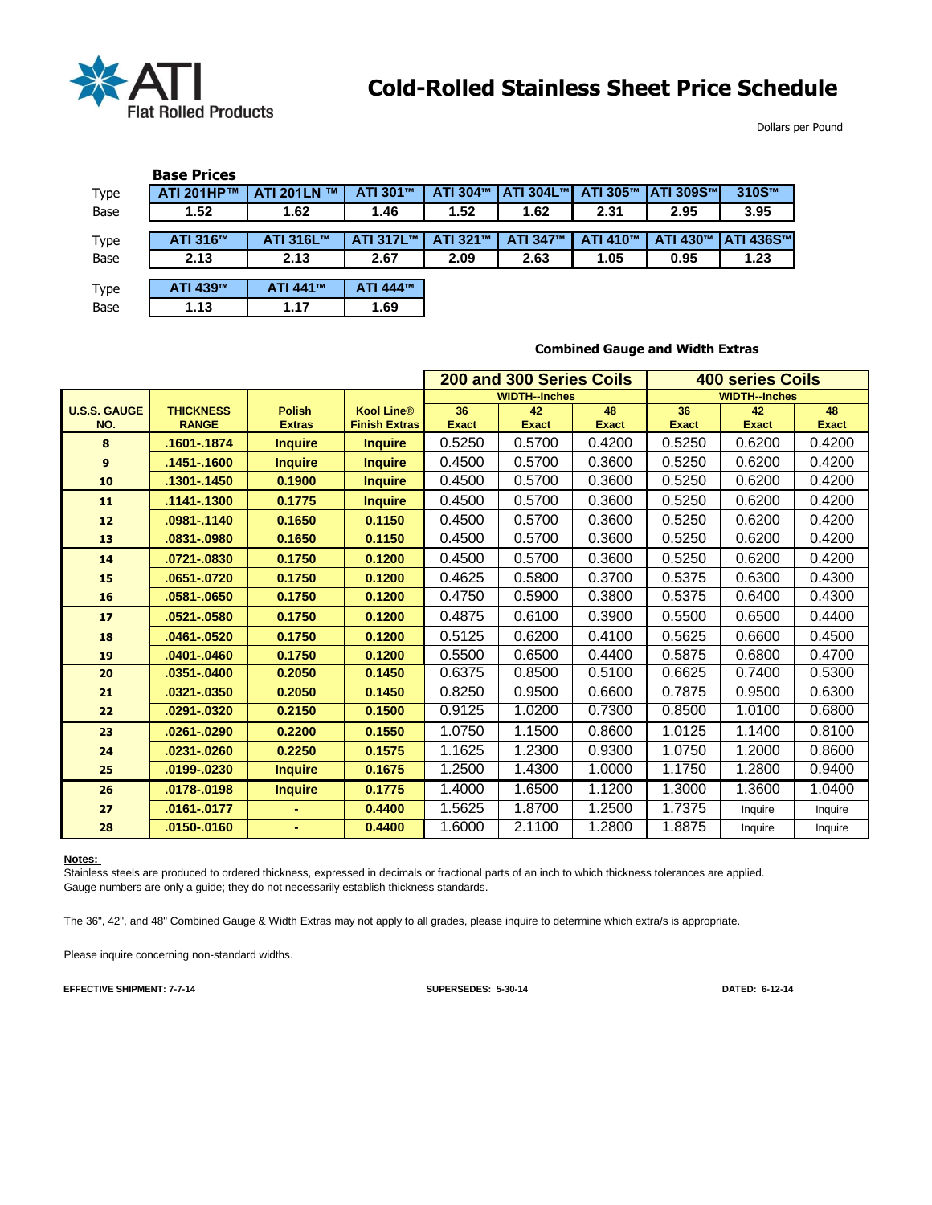ATI Flat Rolled Products

# Cold-Rolled Stainless Sheet Price Schedule

Dollars per Pound

## Base Prices

| Type | ATI 201HP™ | ATI 201LN ™ | ATI 301™ | ATI 304™ | ATI 304L™ | ATI 305™ | ATI 309S™ | 310S™ |
|---|---|---|---|---|---|---|---|---|
| Base | 1.52 | 1.62 | 1.46 | 1.52 | 1.62 | 2.31 | 2.95 | 3.95 |

| Type | ATI 316™ | ATI 316L™ | ATI 317L™ | ATI 321™ | ATI 347™ | ATI 410™ | ATI 430™ | ATI 436S™ |
|---|---|---|---|---|---|---|---|---|
| Base | 2.13 | 2.13 | 2.67 | 2.09 | 2.63 | 1.05 | 0.95 | 1.23 |

| Type | ATI 439™ | ATI 441™ | ATI 444™ |
|---|---|---|---|
| Base | 1.13 | 1.17 | 1.69 |

## Combined Gauge and Width Extras

| | | | | 200 and 300 Series Coils | | | 400 series Coils | | |
|---|---|---|---|---|---|---|---|---|---|
| | | | | WIDTH--Inches | | | WIDTH--Inches | | |
| U.S.S. GAUGE NO. | THICKNESS RANGE | Polish Extras | Kool Line® Finish Extras | 36 Exact | 42 Exact | 48 Exact | 36 Exact | 42 Exact | 48 Exact |
| 8 | .1601-.1874 | Inquire | Inquire | 0.5250 | 0.5700 | 0.4200 | 0.5250 | 0.6200 | 0.4200 |
| 9 | .1451-.1600 | Inquire | Inquire | 0.4500 | 0.5700 | 0.3600 | 0.5250 | 0.6200 | 0.4200 |
| 10 | .1301-.1450 | 0.1900 | Inquire | 0.4500 | 0.5700 | 0.3600 | 0.5250 | 0.6200 | 0.4200 |
| 11 | .1141-.1300 | 0.1775 | Inquire | 0.4500 | 0.5700 | 0.3600 | 0.5250 | 0.6200 | 0.4200 |
| 12 | .0981-.1140 | 0.1650 | 0.1150 | 0.4500 | 0.5700 | 0.3600 | 0.5250 | 0.6200 | 0.4200 |
| 13 | .0831-.0980 | 0.1650 | 0.1150 | 0.4500 | 0.5700 | 0.3600 | 0.5250 | 0.6200 | 0.4200 |
| 14 | .0721-.0830 | 0.1750 | 0.1200 | 0.4500 | 0.5700 | 0.3600 | 0.5250 | 0.6200 | 0.4200 |
| 15 | .0651-.0720 | 0.1750 | 0.1200 | 0.4625 | 0.5800 | 0.3700 | 0.5375 | 0.6300 | 0.4300 |
| 16 | .0581-.0650 | 0.1750 | 0.1200 | 0.4750 | 0.5900 | 0.3800 | 0.5375 | 0.6400 | 0.4300 |
| 17 | .0521-.0580 | 0.1750 | 0.1200 | 0.4875 | 0.6100 | 0.3900 | 0.5500 | 0.6500 | 0.4400 |
| 18 | .0461-.0520 | 0.1750 | 0.1200 | 0.5125 | 0.6200 | 0.4100 | 0.5625 | 0.6600 | 0.4500 |
| 19 | .0401-.0460 | 0.1750 | 0.1200 | 0.5500 | 0.6500 | 0.4400 | 0.5875 | 0.6800 | 0.4700 |
| 20 | .0351-.0400 | 0.2050 | 0.1450 | 0.6375 | 0.8500 | 0.5100 | 0.6625 | 0.7400 | 0.5300 |
| 21 | .0321-.0350 | 0.2050 | 0.1450 | 0.8250 | 0.9500 | 0.6600 | 0.7875 | 0.9500 | 0.6300 |
| 22 | .0291-.0320 | 0.2150 | 0.1500 | 0.9125 | 1.0200 | 0.7300 | 0.8500 | 1.0100 | 0.6800 |
| 23 | .0261-.0290 | 0.2200 | 0.1550 | 1.0750 | 1.1500 | 0.8600 | 1.0125 | 1.1400 | 0.8100 |
| 24 | .0231-.0260 | 0.2250 | 0.1575 | 1.1625 | 1.2300 | 0.9300 | 1.0750 | 1.2000 | 0.8600 |
| 25 | .0199-.0230 | Inquire | 0.1675 | 1.2500 | 1.4300 | 1.0000 | 1.1750 | 1.2800 | 0.9400 |
| 26 | .0178-.0198 | Inquire | 0.1775 | 1.4000 | 1.6500 | 1.1200 | 1.3000 | 1.3600 | 1.0400 |
| 27 | .0161-.0177 | - | 0.4400 | 1.5625 | 1.8700 | 1.2500 | 1.7375 | Inquire | Inquire |
| 28 | .0150-.0160 | - | 0.4400 | 1.6000 | 2.1100 | 1.2800 | 1.8875 | Inquire | Inquire |

**Notes:**

Stainless steels are produced to ordered thickness, expressed in decimals or fractional parts of an inch to which thickness tolerances are applied.
Gauge numbers are only a guide; they do not necessarily establish thickness standards.

The 36", 42", and 48" Combined Gauge & Width Extras may not apply to all grades, please inquire to determine which extra/s is appropriate.

Please inquire concerning non-standard widths.

**EFFECTIVE SHIPMENT: 7-7-14** **SUPERSEDES: 5-30-14** **DATED: 6-12-14**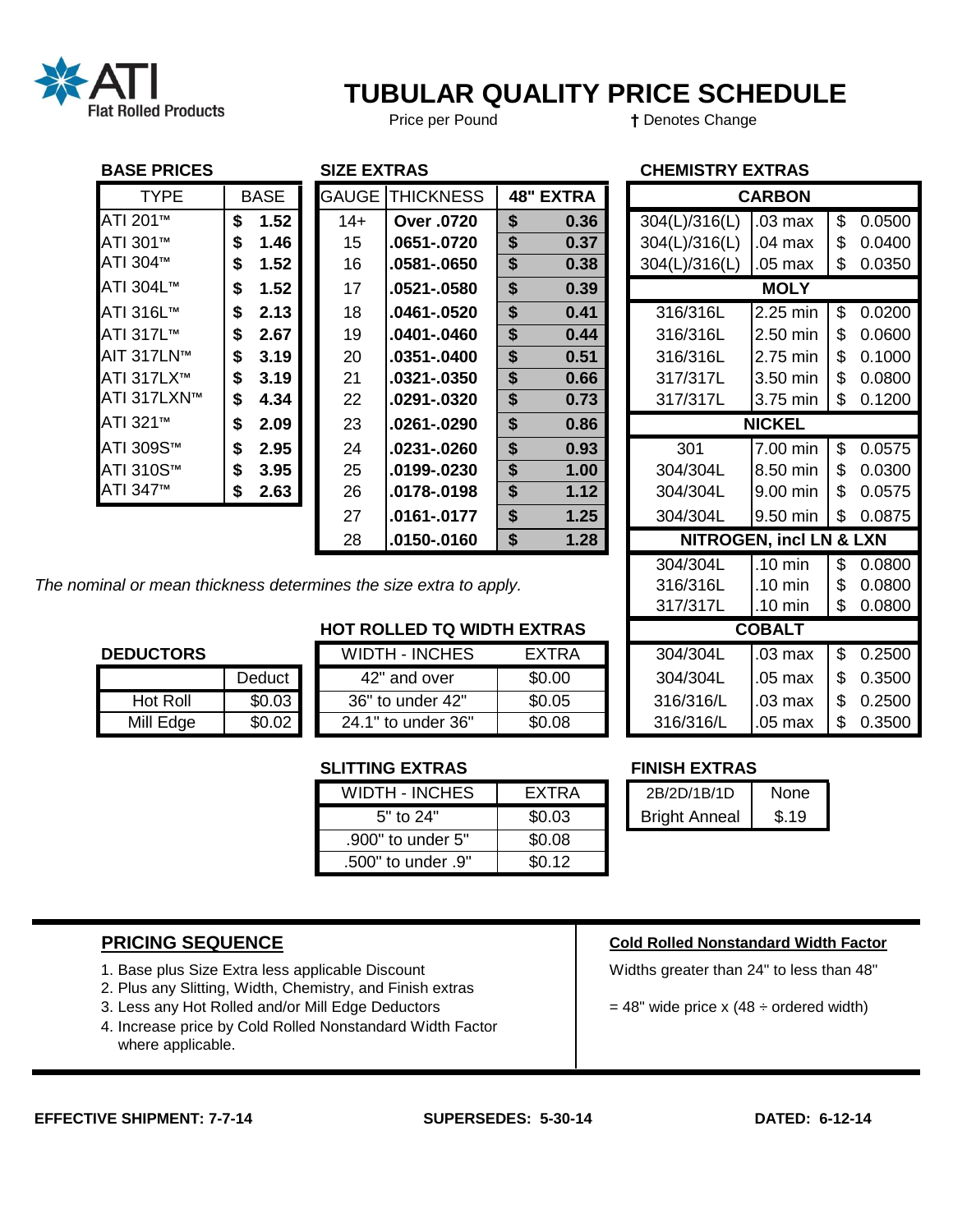ATI Flat Rolled Products

# TUBULAR QUALITY PRICE SCHEDULE

Price per Pound † Denotes Change

### BASE PRICES

| TYPE | BASE |
|---|---|
| ATI 201™ | $ 1.52 |
| ATI 301™ | $ 1.46 |
| ATI 304™ | $ 1.52 |
| ATI 304L™ | $ 1.52 |
| ATI 316L™ | $ 2.13 |
| ATI 317L™ | $ 2.67 |
| AIT 317LN™ | $ 3.19 |
| ATI 317LX™ | $ 3.19 |
| ATI 317LXN™ | $ 4.34 |
| ATI 321™ | $ 2.09 |
| ATI 309S™ | $ 2.95 |
| ATI 310S™ | $ 3.95 |
| ATI 347™ | $ 2.63 |

### SIZE EXTRAS

| GAUGE | THICKNESS | 48" EXTRA |
|---|---|---|
| 14+ | **Over .0720** | **$ 0.36** |
| 15 | **.0651-.0720** | **$ 0.37** |
| 16 | **.0581-.0650** | **$ 0.38** |
| 17 | **.0521-.0580** | **$ 0.39** |
| 18 | **.0461-.0520** | **$ 0.41** |
| 19 | **.0401-.0460** | **$ 0.44** |
| 20 | **.0351-.0400** | **$ 0.51** |
| 21 | **.0321-.0350** | **$ 0.66** |
| 22 | **.0291-.0320** | **$ 0.73** |
| 23 | **.0261-.0290** | **$ 0.86** |
| 24 | **.0231-.0260** | **$ 0.93** |
| 25 | **.0199-.0230** | **$ 1.00** |
| 26 | **.0178-.0198** | **$ 1.12** |
| 27 | **.0161-.0177** | **$ 1.25** |
| 28 | **.0150-.0160** | **$ 1.28** |

*The nominal or mean thickness determines the size extra to apply.*

### CHEMISTRY EXTRAS

| CARBON | | |
|---|---|---|
| 304(L)/316(L) | .03 max | $ 0.0500 |
| 304(L)/316(L) | .04 max | $ 0.0400 |
| 304(L)/316(L) | .05 max | $ 0.0350 |
| **MOLY** | | |
| 316/316L | 2.25 min | $ 0.0200 |
| 316/316L | 2.50 min | $ 0.0600 |
| 316/316L | 2.75 min | $ 0.1000 |
| 317/317L | 3.50 min | $ 0.0800 |
| 317/317L | 3.75 min | $ 0.1200 |
| **NICKEL** | | |
| 301 | 7.00 min | $ 0.0575 |
| 304/304L | 8.50 min | $ 0.0300 |
| 304/304L | 9.00 min | $ 0.0575 |
| 304/304L | 9.50 min | $ 0.0875 |
| **NITROGEN, incl LN & LXN** | | |
| 304/304L | .10 min | $ 0.0800 |
| 316/316L | .10 min | $ 0.0800 |
| 317/317L | .10 min | $ 0.0800 |
| **COBALT** | | |
| 304/304L | .03 max | $ 0.2500 |
| 304/304L | .05 max | $ 0.3500 |
| 316/316/L | .03 max | $ 0.2500 |
| 316/316/L | .05 max | $ 0.3500 |

### DEDUCTORS

| | Deduct |
|---|---|
| Hot Roll | $0.03 |
| Mill Edge | $0.02 |

### HOT ROLLED TQ WIDTH EXTRAS

| WIDTH - INCHES | EXTRA |
|---|---|
| 42" and over | $0.00 |
| 36" to under 42" | $0.05 |
| 24.1" to under 36" | $0.08 |

### SLITTING EXTRAS

| WIDTH - INCHES | EXTRA |
|---|---|
| 5" to 24" | $0.03 |
| .900" to under 5" | $0.08 |
| .500" to under .9" | $0.12 |

### FINISH EXTRAS

| | |
|---|---|
| 2B/2D/1B/1D | None |
| Bright Anneal | $.19 |

## PRICING SEQUENCE

1. Base plus Size Extra less applicable Discount
2. Plus any Slitting, Width, Chemistry, and Finish extras
3. Less any Hot Rolled and/or Mill Edge Deductors
4. Increase price by Cold Rolled Nonstandard Width Factor where applicable.

**Cold Rolled Nonstandard Width Factor**

Widths greater than 24" to less than 48"

= 48" wide price x (48 ÷ ordered width)

**EFFECTIVE SHIPMENT: 7-7-14** **SUPERSEDES: 5-30-14** **DATED: 6-12-14**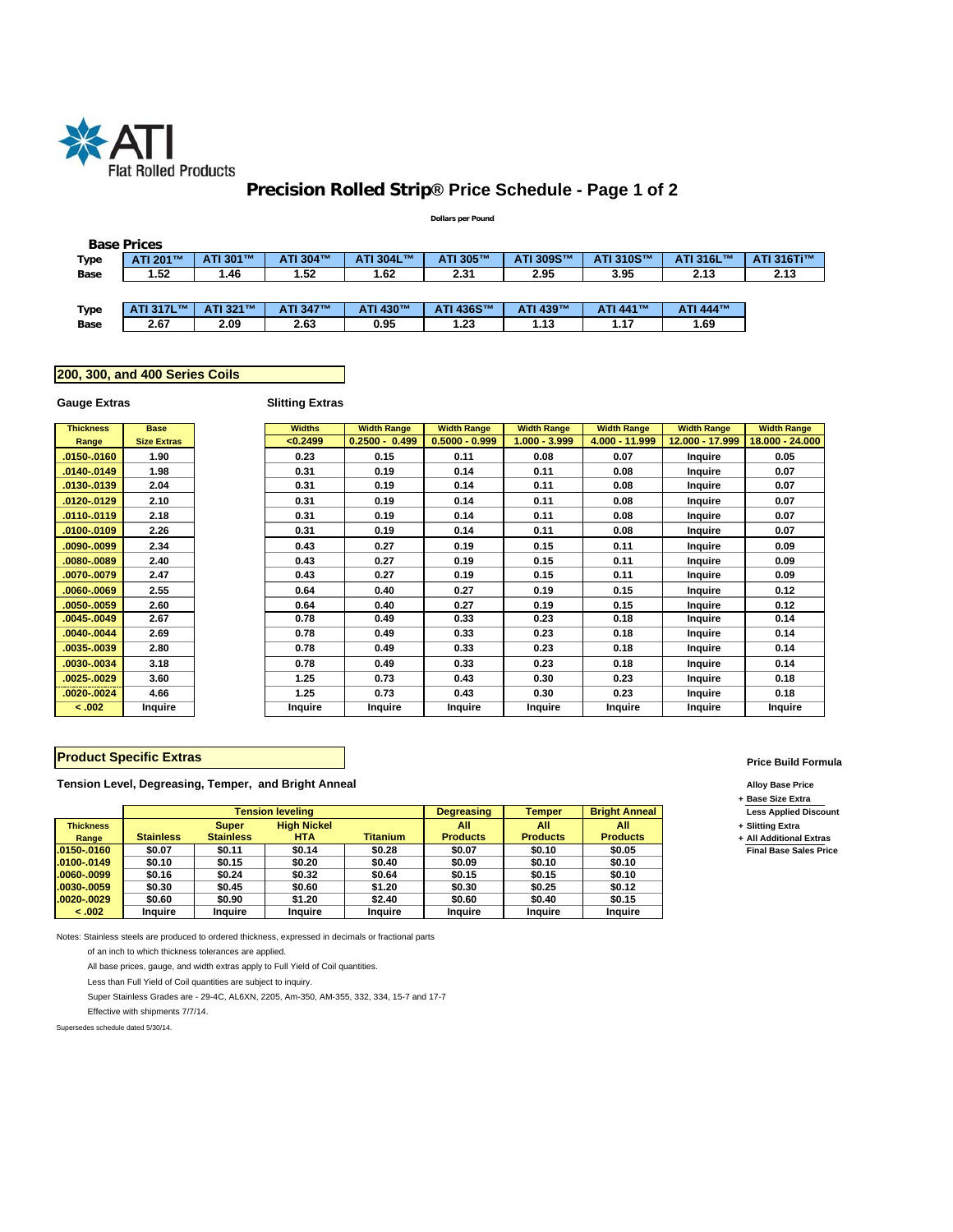ATI Flat Rolled Products

# Precision Rolled Strip® Price Schedule - Page 1 of 2

**Dollars per Pound**

## Base Prices

| Type | ATI 201™ | ATI 301™ | ATI 304™ | ATI 304L™ | ATI 305™ | ATI 309S™ | ATI 310S™ | ATI 316L™ | ATI 316Ti™ |
|---|---|---|---|---|---|---|---|---|---|
| Base | 1.52 | 1.46 | 1.52 | 1.62 | 2.31 | 2.95 | 3.95 | 2.13 | 2.13 |

| Type | ATI 317L™ | ATI 321™ | ATI 347™ | ATI 430™ | ATI 436S™ | ATI 439™ | ATI 441™ | ATI 444™ |
|---|---|---|---|---|---|---|---|---|
| Base | 2.67 | 2.09 | 2.63 | 0.95 | 1.23 | 1.13 | 1.17 | 1.69 |

## 200, 300, and 400 Series Coils

**Gauge Extras** / **Slitting Extras**

| Thickness Range | Base Size Extras | Widths <0.2499 | Width Range 0.2500 - 0.499 | Width Range 0.5000 - 0.999 | Width Range 1.000 - 3.999 | Width Range 4.000 - 11.999 | Width Range 12.000 - 17.999 | Width Range 18.000 - 24.000 |
|---|---|---|---|---|---|---|---|---|
| .0150-.0160 | 1.90 | 0.23 | 0.15 | 0.11 | 0.08 | 0.07 | Inquire | 0.05 |
| .0140-.0149 | 1.98 | 0.31 | 0.19 | 0.14 | 0.11 | 0.08 | Inquire | 0.07 |
| .0130-.0139 | 2.04 | 0.31 | 0.19 | 0.14 | 0.11 | 0.08 | Inquire | 0.07 |
| .0120-.0129 | 2.10 | 0.31 | 0.19 | 0.14 | 0.11 | 0.08 | Inquire | 0.07 |
| .0110-.0119 | 2.18 | 0.31 | 0.19 | 0.14 | 0.11 | 0.08 | Inquire | 0.07 |
| .0100-.0109 | 2.26 | 0.31 | 0.19 | 0.14 | 0.11 | 0.08 | Inquire | 0.07 |
| .0090-.0099 | 2.34 | 0.43 | 0.27 | 0.19 | 0.15 | 0.11 | Inquire | 0.09 |
| .0080-.0089 | 2.40 | 0.43 | 0.27 | 0.19 | 0.15 | 0.11 | Inquire | 0.09 |
| .0070-.0079 | 2.47 | 0.43 | 0.27 | 0.19 | 0.15 | 0.11 | Inquire | 0.09 |
| .0060-.0069 | 2.55 | 0.64 | 0.40 | 0.27 | 0.19 | 0.15 | Inquire | 0.12 |
| .0050-.0059 | 2.60 | 0.64 | 0.40 | 0.27 | 0.19 | 0.15 | Inquire | 0.12 |
| .0045-.0049 | 2.67 | 0.78 | 0.49 | 0.33 | 0.23 | 0.18 | Inquire | 0.14 |
| .0040-.0044 | 2.69 | 0.78 | 0.49 | 0.33 | 0.23 | 0.18 | Inquire | 0.14 |
| .0035-.0039 | 2.80 | 0.78 | 0.49 | 0.33 | 0.23 | 0.18 | Inquire | 0.14 |
| .0030-.0034 | 3.18 | 0.78 | 0.49 | 0.33 | 0.23 | 0.18 | Inquire | 0.14 |
| .0025-.0029 | 3.60 | 1.25 | 0.73 | 0.43 | 0.30 | 0.23 | Inquire | 0.18 |
| .0020-.0024 | 4.66 | 1.25 | 0.73 | 0.43 | 0.30 | 0.23 | Inquire | 0.18 |
| < .002 | Inquire | Inquire | Inquire | Inquire | Inquire | Inquire | Inquire | Inquire |

## Product Specific Extras

**Tension Level, Degreasing, Temper, and Bright Anneal**

| | Tension leveling | | | | Degreasing | Temper | Bright Anneal |
|---|---|---|---|---|---|---|---|
| Thickness Range | Stainless | Super Stainless | High Nickel HTA | Titanium | All Products | All Products | All Products |
| .0150-.0160 | $0.07 | $0.11 | $0.14 | $0.28 | $0.07 | $0.10 | $0.05 |
| .0100-.0149 | $0.10 | $0.15 | $0.20 | $0.40 | $0.09 | $0.10 | $0.10 |
| .0060-.0099 | $0.16 | $0.24 | $0.32 | $0.64 | $0.15 | $0.15 | $0.10 |
| .0030-.0059 | $0.30 | $0.45 | $0.60 | $1.20 | $0.30 | $0.25 | $0.12 |
| .0020-.0029 | $0.60 | $0.90 | $1.20 | $2.40 | $0.60 | $0.40 | $0.15 |
| < .002 | Inquire | Inquire | Inquire | Inquire | Inquire | Inquire | Inquire |

**Price Build Formula**

**Alloy Base Price**
**+ Base Size Extra**
**Less Applied Discount**
**+ Slitting Extra**
**+ All Additional Extras**
**Final Base Sales Price**

Notes: Stainless steels are produced to ordered thickness, expressed in decimals or fractional parts of an inch to which thickness tolerances are applied.

All base prices, gauge, and width extras apply to Full Yield of Coil quantities.

Less than Full Yield of Coil quantities are subject to inquiry.

Super Stainless Grades are - 29-4C, AL6XN, 2205, Am-350, AM-355, 332, 334, 15-7 and 17-7

Effective with shipments 7/7/14.

Supersedes schedule dated 5/30/14.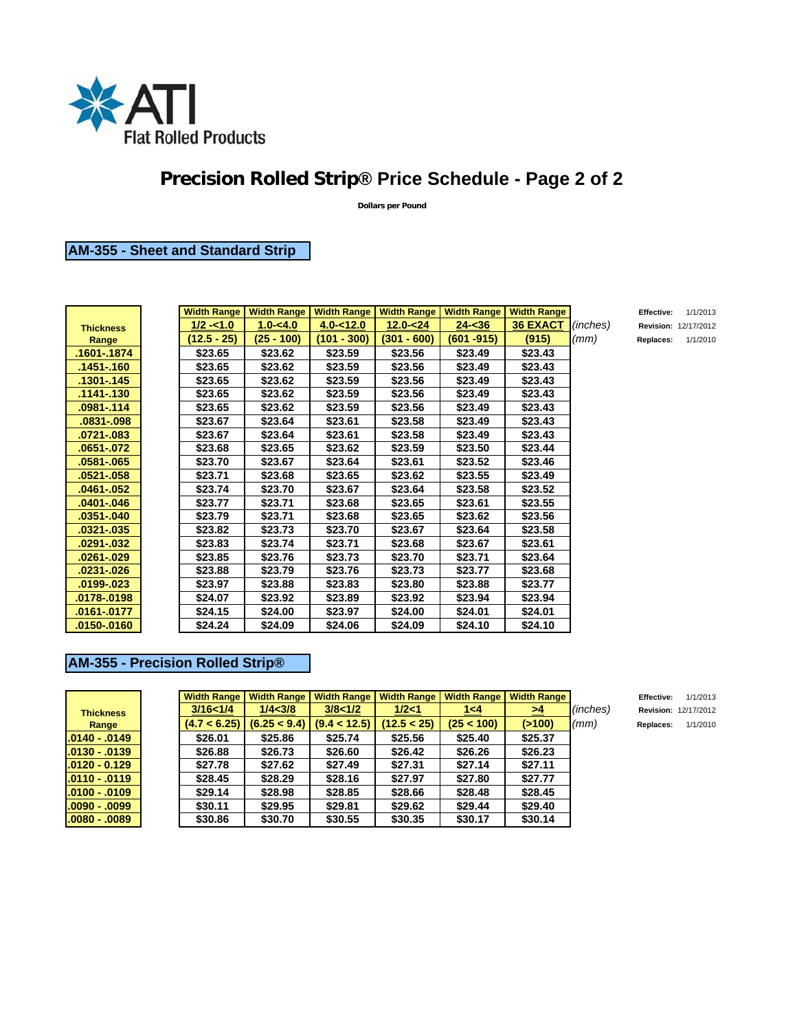ATI Flat Rolled Products

# Precision Rolled Strip® Price Schedule - Page 2 of 2

**Dollars per Pound**

## AM-355 - Sheet and Standard Strip

**Effective:** 1/1/2013
**Revision:** 12/17/2012
**Replaces:** 1/1/2010

| Thickness Range | Width Range 1/2 -<1.0 (12.5 - 25) | Width Range 1.0-<4.0 (25 - 100) | Width Range 4.0-<12.0 (101 - 300) | Width Range 12.0-<24 (301 - 600) | Width Range 24-<36 (601 -915) | Width Range 36 EXACT (915) |
|---|---|---|---|---|---|---|
| (inches) / (mm) | | | | | | |
| .1601-.1874 | $23.65 | $23.62 | $23.59 | $23.56 | $23.49 | $23.43 |
| .1451-.160 | $23.65 | $23.62 | $23.59 | $23.56 | $23.49 | $23.43 |
| .1301-.145 | $23.65 | $23.62 | $23.59 | $23.56 | $23.49 | $23.43 |
| .1141-.130 | $23.65 | $23.62 | $23.59 | $23.56 | $23.49 | $23.43 |
| .0981-.114 | $23.65 | $23.62 | $23.59 | $23.56 | $23.49 | $23.43 |
| .0831-.098 | $23.67 | $23.64 | $23.61 | $23.58 | $23.49 | $23.43 |
| .0721-.083 | $23.67 | $23.64 | $23.61 | $23.58 | $23.49 | $23.43 |
| .0651-.072 | $23.68 | $23.65 | $23.62 | $23.59 | $23.50 | $23.44 |
| .0581-.065 | $23.70 | $23.67 | $23.64 | $23.61 | $23.52 | $23.46 |
| .0521-.058 | $23.71 | $23.68 | $23.65 | $23.62 | $23.55 | $23.49 |
| .0461-.052 | $23.74 | $23.70 | $23.67 | $23.64 | $23.58 | $23.52 |
| .0401-.046 | $23.77 | $23.71 | $23.68 | $23.65 | $23.61 | $23.55 |
| .0351-.040 | $23.79 | $23.71 | $23.68 | $23.65 | $23.62 | $23.56 |
| .0321-.035 | $23.82 | $23.73 | $23.70 | $23.67 | $23.64 | $23.58 |
| .0291-.032 | $23.83 | $23.74 | $23.71 | $23.68 | $23.67 | $23.61 |
| .0261-.029 | $23.85 | $23.76 | $23.73 | $23.70 | $23.71 | $23.64 |
| .0231-.026 | $23.88 | $23.79 | $23.76 | $23.73 | $23.77 | $23.68 |
| .0199-.023 | $23.97 | $23.88 | $23.83 | $23.80 | $23.88 | $23.77 |
| .0178-.0198 | $24.07 | $23.92 | $23.89 | $23.92 | $23.94 | $23.94 |
| .0161-.0177 | $24.15 | $24.00 | $23.97 | $24.00 | $24.01 | $24.01 |
| .0150-.0160 | $24.24 | $24.09 | $24.06 | $24.09 | $24.10 | $24.10 |

## AM-355 - Precision Rolled Strip®

**Effective:** 1/1/2013
**Revision:** 12/17/2012
**Replaces:** 1/1/2010

| Thickness Range | Width Range 3/16<1/4 (4.7 < 6.25) | Width Range 1/4<3/8 (6.25 < 9.4) | Width Range 3/8<1/2 (9.4 < 12.5) | Width Range 1/2<1 (12.5 < 25) | Width Range 1<4 (25 < 100) | Width Range >4 (>100) |
|---|---|---|---|---|---|---|
| (inches) / (mm) | | | | | | |
| .0140 - .0149 | $26.01 | $25.86 | $25.74 | $25.56 | $25.40 | $25.37 |
| .0130 - .0139 | $26.88 | $26.73 | $26.60 | $26.42 | $26.26 | $26.23 |
| .0120 - 0.129 | $27.78 | $27.62 | $27.49 | $27.31 | $27.14 | $27.11 |
| .0110 - .0119 | $28.45 | $28.29 | $28.16 | $27.97 | $27.80 | $27.77 |
| .0100 - .0109 | $29.14 | $28.98 | $28.85 | $28.66 | $28.48 | $28.45 |
| .0090 - .0099 | $30.11 | $29.95 | $29.81 | $29.62 | $29.44 | $29.40 |
| .0080 - .0089 | $30.86 | $30.70 | $30.55 | $30.35 | $30.17 | $30.14 |